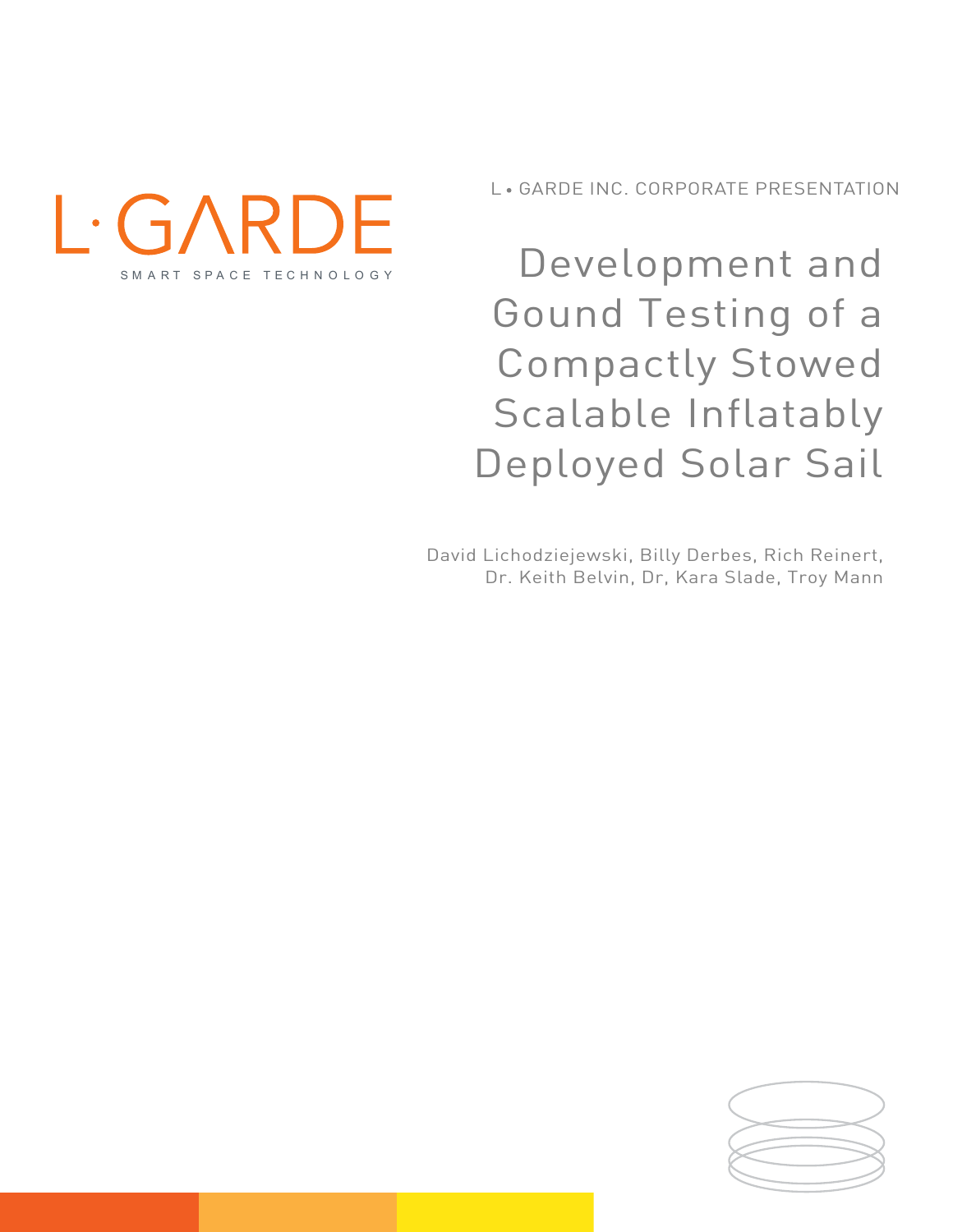L·GARDE

SMART SPACE TECHNOLOGY

L • GARDE INC. CORPORATE PRESENTATION

# Development and Gound Testing of a Compactly Stowed Scalable Inflatably Deployed Solar Sail

David Lichodziejewski, Billy Derbes, Rich Reinert, Dr. Keith Belvin, Dr, Kara Slade, Troy Mann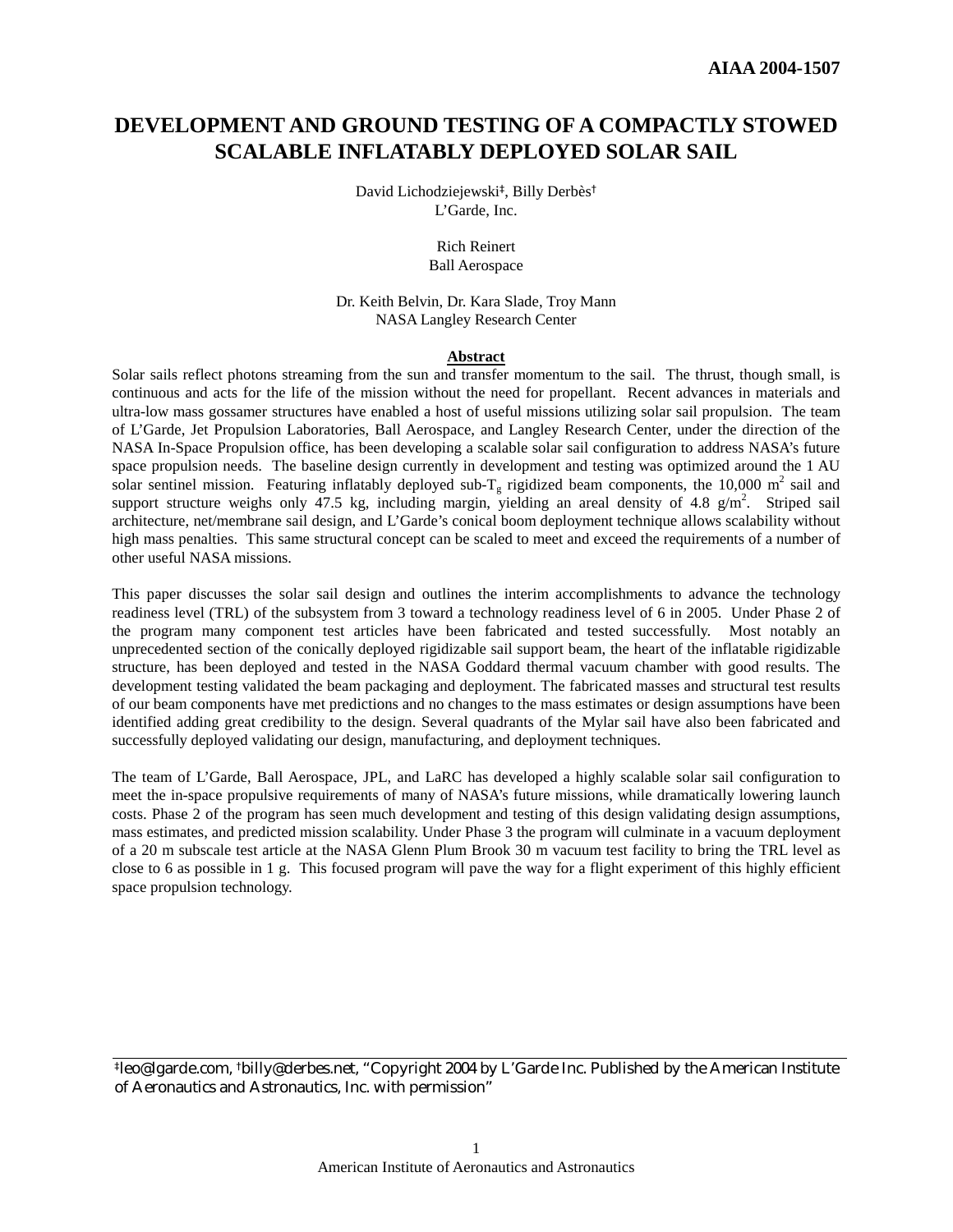# DEVELOPMENT AND GROUND TESTING OF A COMPACTLY STOWED SCALABLE INFLATABLY DEPLOYED SOLAR SAIL

David Lichodziejewski[‡], Billy Derbès[†]
L'Garde, Inc.

Rich Reinert
Ball Aerospace

Dr. Keith Belvin, Dr. Kara Slade, Troy Mann
NASA Langley Research Center

## Abstract

Solar sails reflect photons streaming from the sun and transfer momentum to the sail. The thrust, though small, is continuous and acts for the life of the mission without the need for propellant. Recent advances in materials and ultra-low mass gossamer structures have enabled a host of useful missions utilizing solar sail propulsion. The team of L'Garde, Jet Propulsion Laboratories, Ball Aerospace, and Langley Research Center, under the direction of the NASA In-Space Propulsion office, has been developing a scalable solar sail configuration to address NASA's future space propulsion needs. The baseline design currently in development and testing was optimized around the 1 AU solar sentinel mission. Featuring inflatably deployed sub-$T_g$ rigidized beam components, the 10,000 $m^2$ sail and support structure weighs only 47.5 kg, including margin, yielding an areal density of 4.8 $g/m^2$. Striped sail architecture, net/membrane sail design, and L'Garde's conical boom deployment technique allows scalability without high mass penalties. This same structural concept can be scaled to meet and exceed the requirements of a number of other useful NASA missions.

This paper discusses the solar sail design and outlines the interim accomplishments to advance the technology readiness level (TRL) of the subsystem from 3 toward a technology readiness level of 6 in 2005. Under Phase 2 of the program many component test articles have been fabricated and tested successfully. Most notably an unprecedented section of the conically deployed rigidizable sail support beam, the heart of the inflatable rigidizable structure, has been deployed and tested in the NASA Goddard thermal vacuum chamber with good results. The development testing validated the beam packaging and deployment. The fabricated masses and structural test results of our beam components have met predictions and no changes to the mass estimates or design assumptions have been identified adding great credibility to the design. Several quadrants of the Mylar sail have also been fabricated and successfully deployed validating our design, manufacturing, and deployment techniques.

The team of L'Garde, Ball Aerospace, JPL, and LaRC has developed a highly scalable solar sail configuration to meet the in-space propulsive requirements of many of NASA's future missions, while dramatically lowering launch costs. Phase 2 of the program has seen much development and testing of this design validating design assumptions, mass estimates, and predicted mission scalability. Under Phase 3 the program will culminate in a vacuum deployment of a 20 m subscale test article at the NASA Glenn Plum Brook 30 m vacuum test facility to bring the TRL level as close to 6 as possible in 1 g. This focused program will pave the way for a flight experiment of this highly efficient space propulsion technology.

---

[‡]leo@lgarde.com, [†]billy@derbes.net, "Copyright 2004 by L'Garde Inc. Published by the American Institute of Aeronautics and Astronautics, Inc. with permission"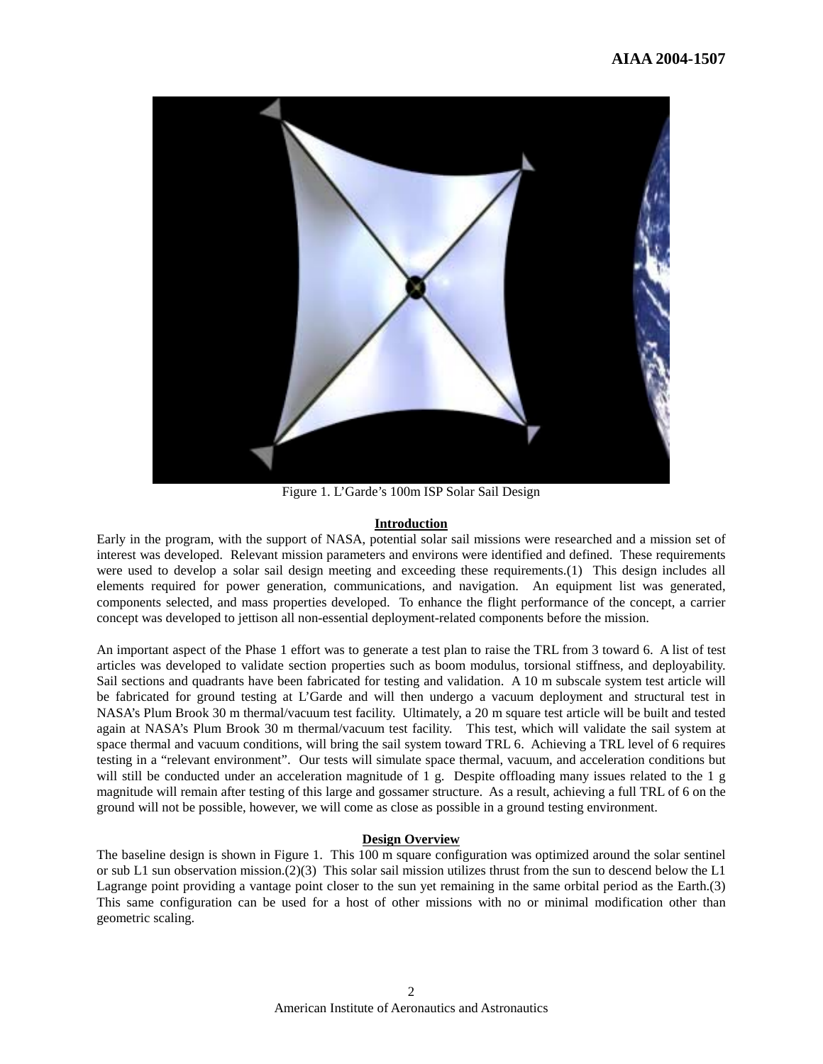Figure 1. L'Garde's 100m ISP Solar Sail Design

## Introduction

Early in the program, with the support of NASA, potential solar sail missions were researched and a mission set of interest was developed. Relevant mission parameters and environs were identified and defined. These requirements were used to develop a solar sail design meeting and exceeding these requirements.(1) This design includes all elements required for power generation, communications, and navigation. An equipment list was generated, components selected, and mass properties developed. To enhance the flight performance of the concept, a carrier concept was developed to jettison all non-essential deployment-related components before the mission.

An important aspect of the Phase 1 effort was to generate a test plan to raise the TRL from 3 toward 6. A list of test articles was developed to validate section properties such as boom modulus, torsional stiffness, and deployability. Sail sections and quadrants have been fabricated for testing and validation. A 10 m subscale system test article will be fabricated for ground testing at L'Garde and will then undergo a vacuum deployment and structural test in NASA's Plum Brook 30 m thermal/vacuum test facility. Ultimately, a 20 m square test article will be built and tested again at NASA's Plum Brook 30 m thermal/vacuum test facility. This test, which will validate the sail system at space thermal and vacuum conditions, will bring the sail system toward TRL 6. Achieving a TRL level of 6 requires testing in a "relevant environment". Our tests will simulate space thermal, vacuum, and acceleration conditions but will still be conducted under an acceleration magnitude of 1 g. Despite offloading many issues related to the 1 g magnitude will remain after testing of this large and gossamer structure. As a result, achieving a full TRL of 6 on the ground will not be possible, however, we will come as close as possible in a ground testing environment.

## Design Overview

The baseline design is shown in Figure 1. This 100 m square configuration was optimized around the solar sentinel or sub L1 sun observation mission.(2)(3) This solar sail mission utilizes thrust from the sun to descend below the L1 Lagrange point providing a vantage point closer to the sun yet remaining in the same orbital period as the Earth.(3) This same configuration can be used for a host of other missions with no or minimal modification other than geometric scaling.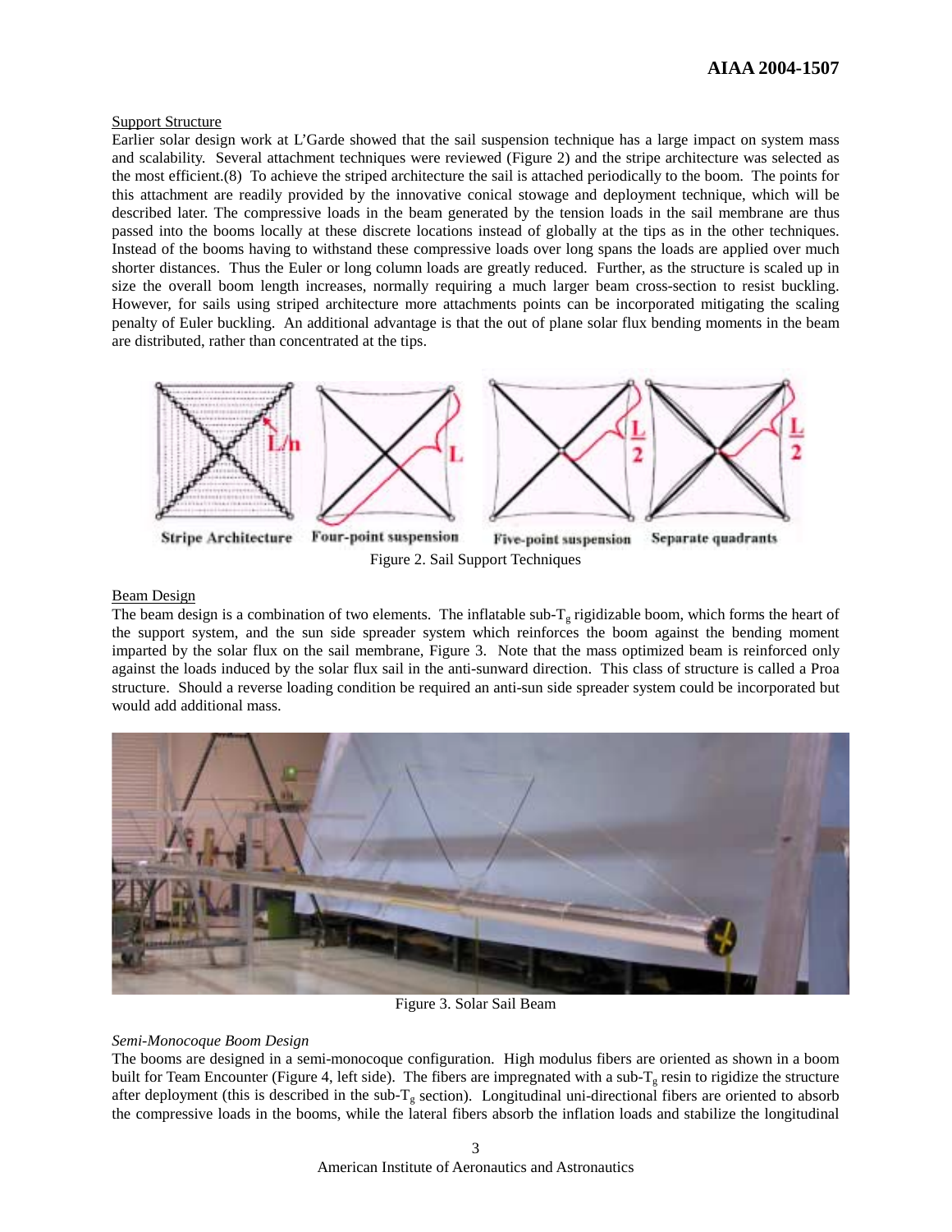Support Structure

Earlier solar design work at L'Garde showed that the sail suspension technique has a large impact on system mass and scalability. Several attachment techniques were reviewed (Figure 2) and the stripe architecture was selected as the most efficient.(8) To achieve the striped architecture the sail is attached periodically to the boom. The points for this attachment are readily provided by the innovative conical stowage and deployment technique, which will be described later. The compressive loads in the beam generated by the tension loads in the sail membrane are thus passed into the booms locally at these discrete locations instead of globally at the tips as in the other techniques. Instead of the booms having to withstand these compressive loads over long spans the loads are applied over much shorter distances. Thus the Euler or long column loads are greatly reduced. Further, as the structure is scaled up in size the overall boom length increases, normally requiring a much larger beam cross-section to resist buckling. However, for sails using striped architecture more attachments points can be incorporated mitigating the scaling penalty of Euler buckling. An additional advantage is that the out of plane solar flux bending moments in the beam are distributed, rather than concentrated at the tips.

Figure 2. Sail Support Techniques

Beam Design

The beam design is a combination of two elements. The inflatable sub-$T_g$ rigidizable boom, which forms the heart of the support system, and the sun side spreader system which reinforces the boom against the bending moment imparted by the solar flux on the sail membrane, Figure 3. Note that the mass optimized beam is reinforced only against the loads induced by the solar flux sail in the anti-sunward direction. This class of structure is called a Proa structure. Should a reverse loading condition be required an anti-sun side spreader system could be incorporated but would add additional mass.

Figure 3. Solar Sail Beam

*Semi-Monocoque Boom Design*

The booms are designed in a semi-monocoque configuration. High modulus fibers are oriented as shown in a boom built for Team Encounter (Figure 4, left side). The fibers are impregnated with a sub-$T_g$ resin to rigidize the structure after deployment (this is described in the sub-$T_g$ section). Longitudinal uni-directional fibers are oriented to absorb the compressive loads in the booms, while the lateral fibers absorb the inflation loads and stabilize the longitudinal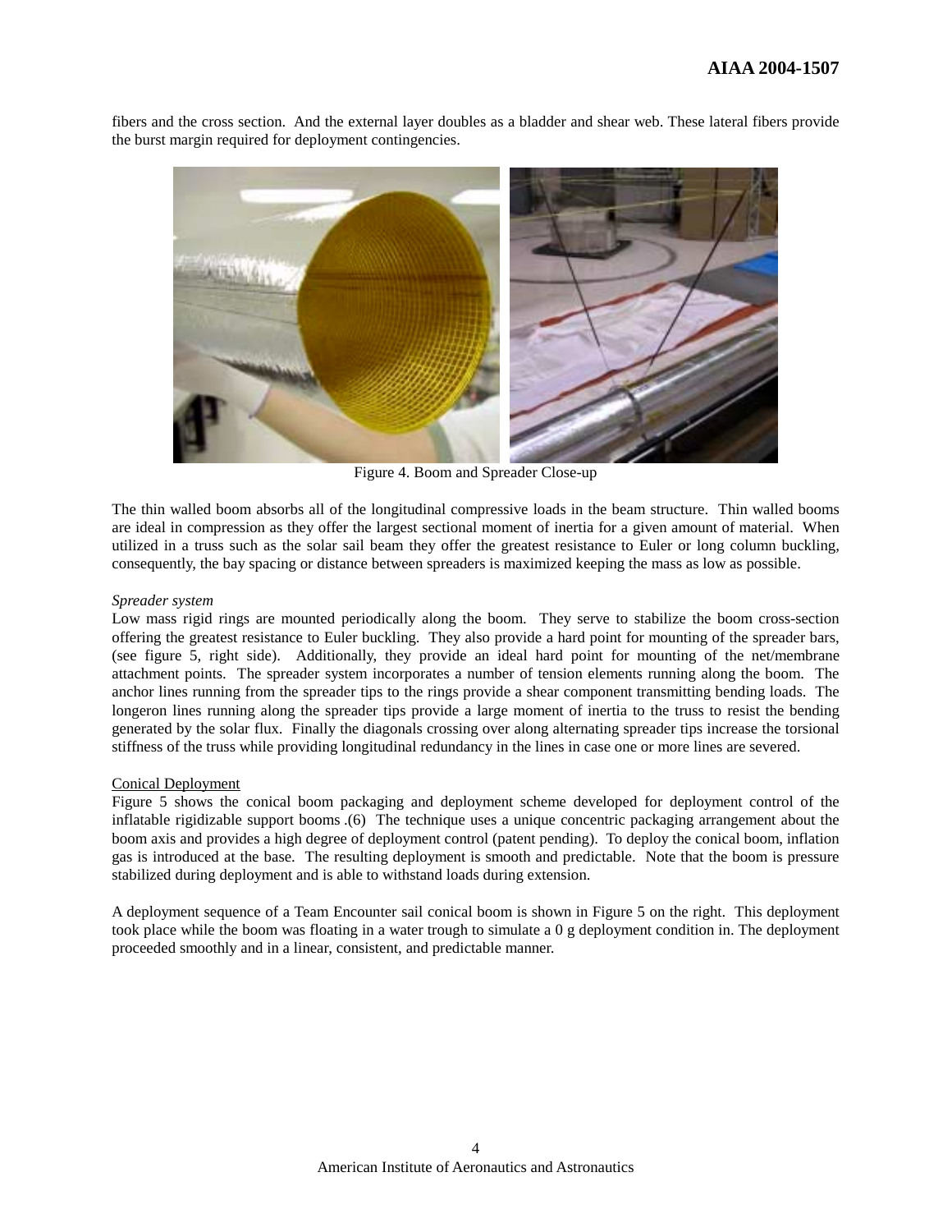fibers and the cross section. And the external layer doubles as a bladder and shear web. These lateral fibers provide the burst margin required for deployment contingencies.

Figure 4. Boom and Spreader Close-up

The thin walled boom absorbs all of the longitudinal compressive loads in the beam structure. Thin walled booms are ideal in compression as they offer the largest sectional moment of inertia for a given amount of material. When utilized in a truss such as the solar sail beam they offer the greatest resistance to Euler or long column buckling, consequently, the bay spacing or distance between spreaders is maximized keeping the mass as low as possible.

*Spreader system*

Low mass rigid rings are mounted periodically along the boom. They serve to stabilize the boom cross-section offering the greatest resistance to Euler buckling. They also provide a hard point for mounting of the spreader bars, (see figure 5, right side). Additionally, they provide an ideal hard point for mounting of the net/membrane attachment points. The spreader system incorporates a number of tension elements running along the boom. The anchor lines running from the spreader tips to the rings provide a shear component transmitting bending loads. The longeron lines running along the spreader tips provide a large moment of inertia to the truss to resist the bending generated by the solar flux. Finally the diagonals crossing over along alternating spreader tips increase the torsional stiffness of the truss while providing longitudinal redundancy in the lines in case one or more lines are severed.

<u>Conical Deployment</u>

Figure 5 shows the conical boom packaging and deployment scheme developed for deployment control of the inflatable rigidizable support booms .(6) The technique uses a unique concentric packaging arrangement about the boom axis and provides a high degree of deployment control (patent pending). To deploy the conical boom, inflation gas is introduced at the base. The resulting deployment is smooth and predictable. Note that the boom is pressure stabilized during deployment and is able to withstand loads during extension.

A deployment sequence of a Team Encounter sail conical boom is shown in Figure 5 on the right. This deployment took place while the boom was floating in a water trough to simulate a 0 g deployment condition in. The deployment proceeded smoothly and in a linear, consistent, and predictable manner.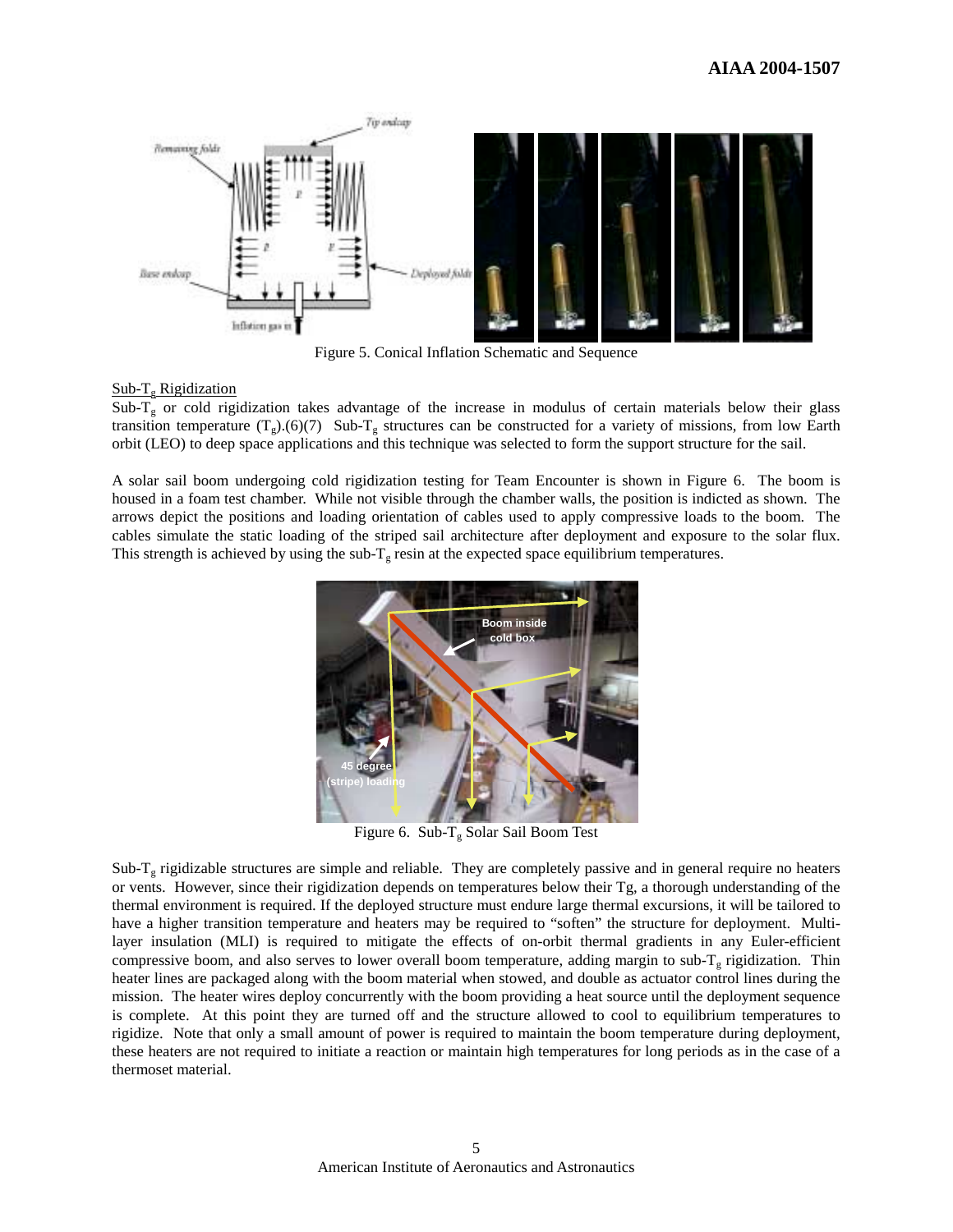Figure 5. Conical Inflation Schematic and Sequence

Sub-$T_g$ Rigidization

Sub-$T_g$ or cold rigidization takes advantage of the increase in modulus of certain materials below their glass transition temperature ($T_g$).(6)(7) Sub-$T_g$ structures can be constructed for a variety of missions, from low Earth orbit (LEO) to deep space applications and this technique was selected to form the support structure for the sail.

A solar sail boom undergoing cold rigidization testing for Team Encounter is shown in Figure 6. The boom is housed in a foam test chamber. While not visible through the chamber walls, the position is indicted as shown. The arrows depict the positions and loading orientation of cables used to apply compressive loads to the boom. The cables simulate the static loading of the striped sail architecture after deployment and exposure to the solar flux. This strength is achieved by using the sub-$T_g$ resin at the expected space equilibrium temperatures.

Figure 6. Sub-$T_g$ Solar Sail Boom Test

Sub-$T_g$ rigidizable structures are simple and reliable. They are completely passive and in general require no heaters or vents. However, since their rigidization depends on temperatures below their Tg, a thorough understanding of the thermal environment is required. If the deployed structure must endure large thermal excursions, it will be tailored to have a higher transition temperature and heaters may be required to "soften" the structure for deployment. Multi-layer insulation (MLI) is required to mitigate the effects of on-orbit thermal gradients in any Euler-efficient compressive boom, and also serves to lower overall boom temperature, adding margin to sub-$T_g$ rigidization. Thin heater lines are packaged along with the boom material when stowed, and double as actuator control lines during the mission. The heater wires deploy concurrently with the boom providing a heat source until the deployment sequence is complete. At this point they are turned off and the structure allowed to cool to equilibrium temperatures to rigidize. Note that only a small amount of power is required to maintain the boom temperature during deployment, these heaters are not required to initiate a reaction or maintain high temperatures for long periods as in the case of a thermoset material.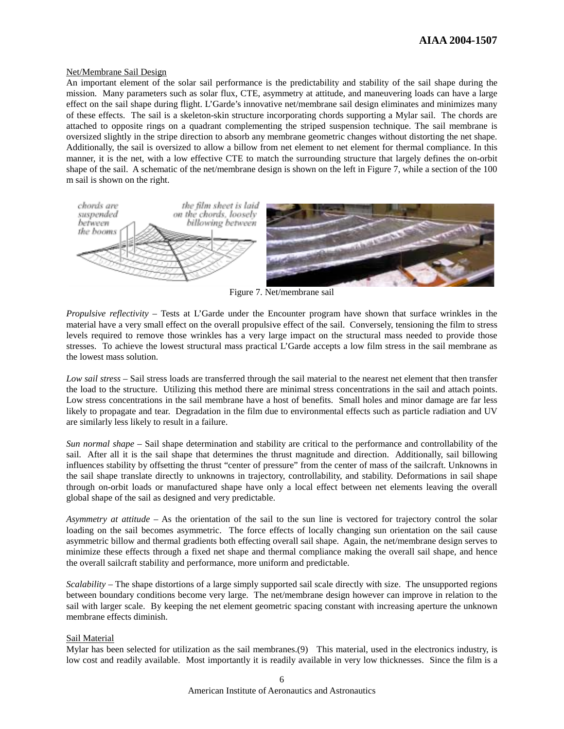Net/Membrane Sail Design

An important element of the solar sail performance is the predictability and stability of the sail shape during the mission. Many parameters such as solar flux, CTE, asymmetry at attitude, and maneuvering loads can have a large effect on the sail shape during flight. L'Garde's innovative net/membrane sail design eliminates and minimizes many of these effects. The sail is a skeleton-skin structure incorporating chords supporting a Mylar sail. The chords are attached to opposite rings on a quadrant complementing the striped suspension technique. The sail membrane is oversized slightly in the stripe direction to absorb any membrane geometric changes without distorting the net shape. Additionally, the sail is oversized to allow a billow from net element to net element for thermal compliance. In this manner, it is the net, with a low effective CTE to match the surrounding structure that largely defines the on-orbit shape of the sail. A schematic of the net/membrane design is shown on the left in Figure 7, while a section of the 100 m sail is shown on the right.

Figure 7. Net/membrane sail

*Propulsive reflectivity* – Tests at L'Garde under the Encounter program have shown that surface wrinkles in the material have a very small effect on the overall propulsive effect of the sail. Conversely, tensioning the film to stress levels required to remove those wrinkles has a very large impact on the structural mass needed to provide those stresses. To achieve the lowest structural mass practical L'Garde accepts a low film stress in the sail membrane as the lowest mass solution.

*Low sail stress* – Sail stress loads are transferred through the sail material to the nearest net element that then transfer the load to the structure. Utilizing this method there are minimal stress concentrations in the sail and attach points. Low stress concentrations in the sail membrane have a host of benefits. Small holes and minor damage are far less likely to propagate and tear. Degradation in the film due to environmental effects such as particle radiation and UV are similarly less likely to result in a failure.

*Sun normal shape* – Sail shape determination and stability are critical to the performance and controllability of the sail. After all it is the sail shape that determines the thrust magnitude and direction. Additionally, sail billowing influences stability by offsetting the thrust "center of pressure" from the center of mass of the sailcraft. Unknowns in the sail shape translate directly to unknowns in trajectory, controllability, and stability. Deformations in sail shape through on-orbit loads or manufactured shape have only a local effect between net elements leaving the overall global shape of the sail as designed and very predictable.

*Asymmetry at attitude* – As the orientation of the sail to the sun line is vectored for trajectory control the solar loading on the sail becomes asymmetric. The force effects of locally changing sun orientation on the sail cause asymmetric billow and thermal gradients both effecting overall sail shape. Again, the net/membrane design serves to minimize these effects through a fixed net shape and thermal compliance making the overall sail shape, and hence the overall sailcraft stability and performance, more uniform and predictable.

*Scalability* – The shape distortions of a large simply supported sail scale directly with size. The unsupported regions between boundary conditions become very large. The net/membrane design however can improve in relation to the sail with larger scale. By keeping the net element geometric spacing constant with increasing aperture the unknown membrane effects diminish.

Sail Material

Mylar has been selected for utilization as the sail membranes.(9) This material, used in the electronics industry, is low cost and readily available. Most importantly it is readily available in very low thicknesses. Since the film is a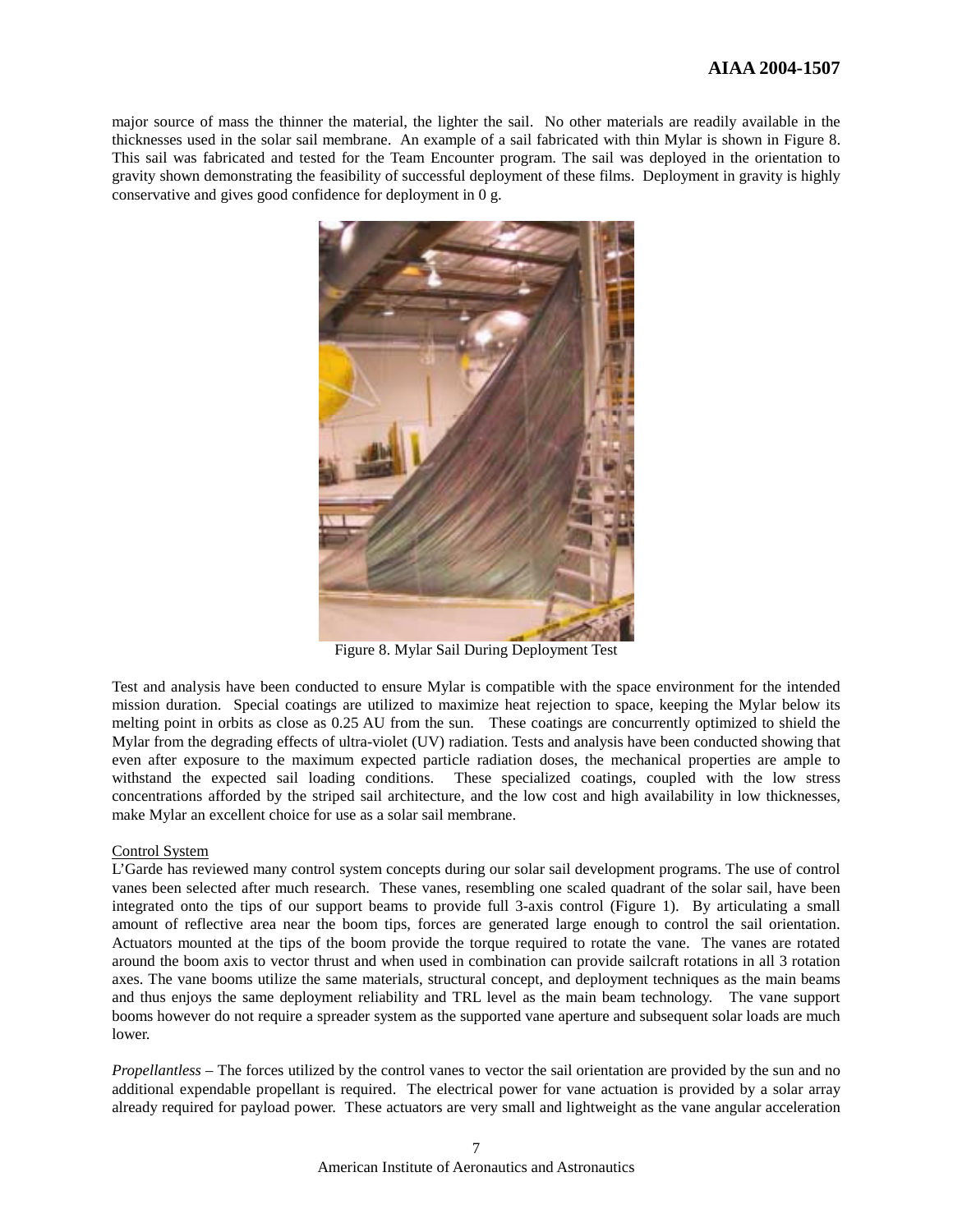major source of mass the thinner the material, the lighter the sail. No other materials are readily available in the thicknesses used in the solar sail membrane. An example of a sail fabricated with thin Mylar is shown in Figure 8. This sail was fabricated and tested for the Team Encounter program. The sail was deployed in the orientation to gravity shown demonstrating the feasibility of successful deployment of these films. Deployment in gravity is highly conservative and gives good confidence for deployment in 0 g.

Figure 8. Mylar Sail During Deployment Test

Test and analysis have been conducted to ensure Mylar is compatible with the space environment for the intended mission duration. Special coatings are utilized to maximize heat rejection to space, keeping the Mylar below its melting point in orbits as close as 0.25 AU from the sun. These coatings are concurrently optimized to shield the Mylar from the degrading effects of ultra-violet (UV) radiation. Tests and analysis have been conducted showing that even after exposure to the maximum expected particle radiation doses, the mechanical properties are ample to withstand the expected sail loading conditions. These specialized coatings, coupled with the low stress concentrations afforded by the striped sail architecture, and the low cost and high availability in low thicknesses, make Mylar an excellent choice for use as a solar sail membrane.

Control System

L'Garde has reviewed many control system concepts during our solar sail development programs. The use of control vanes been selected after much research. These vanes, resembling one scaled quadrant of the solar sail, have been integrated onto the tips of our support beams to provide full 3-axis control (Figure 1). By articulating a small amount of reflective area near the boom tips, forces are generated large enough to control the sail orientation. Actuators mounted at the tips of the boom provide the torque required to rotate the vane. The vanes are rotated around the boom axis to vector thrust and when used in combination can provide sailcraft rotations in all 3 rotation axes. The vane booms utilize the same materials, structural concept, and deployment techniques as the main beams and thus enjoys the same deployment reliability and TRL level as the main beam technology. The vane support booms however do not require a spreader system as the supported vane aperture and subsequent solar loads are much lower.

*Propellantless* – The forces utilized by the control vanes to vector the sail orientation are provided by the sun and no additional expendable propellant is required. The electrical power for vane actuation is provided by a solar array already required for payload power. These actuators are very small and lightweight as the vane angular acceleration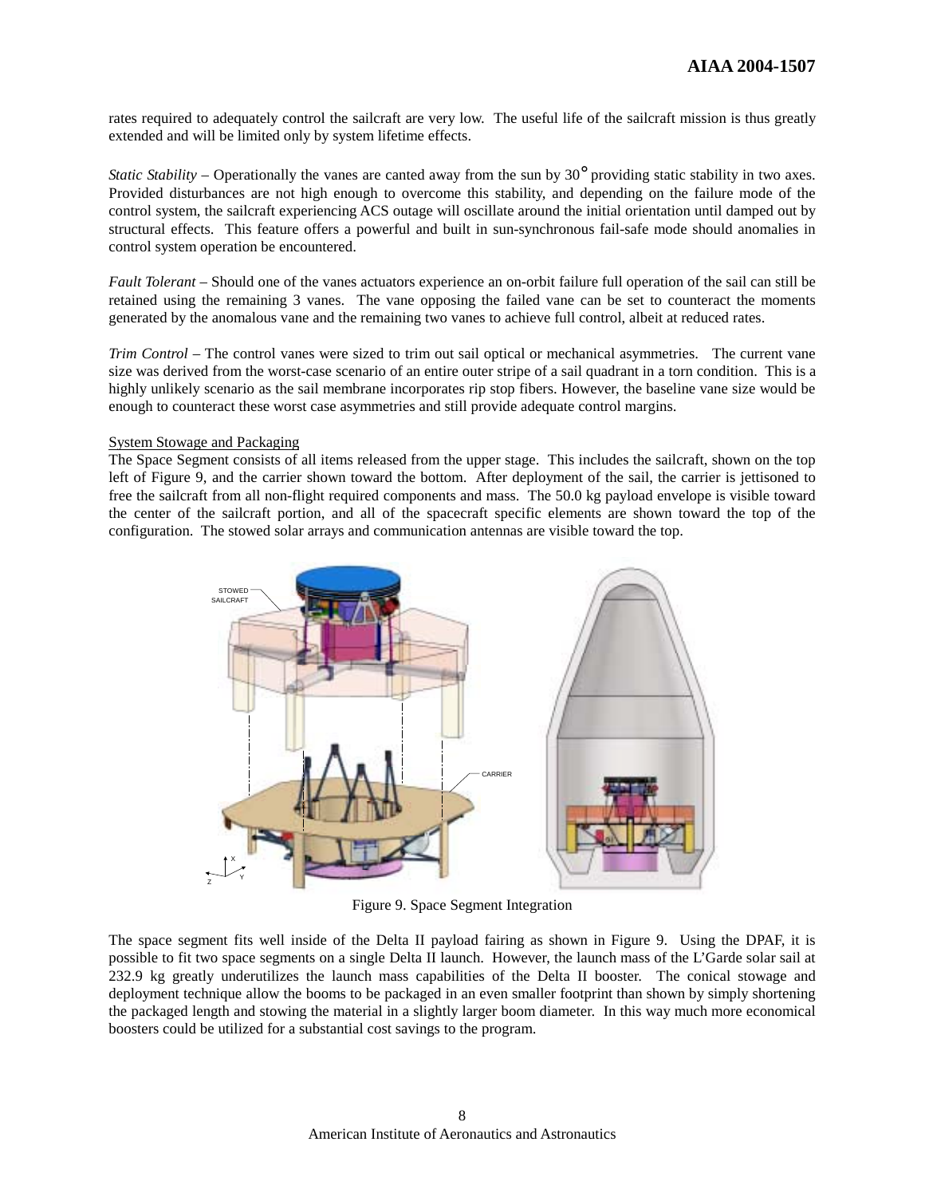rates required to adequately control the sailcraft are very low. The useful life of the sailcraft mission is thus greatly extended and will be limited only by system lifetime effects.

*Static Stability* – Operationally the vanes are canted away from the sun by 30° providing static stability in two axes. Provided disturbances are not high enough to overcome this stability, and depending on the failure mode of the control system, the sailcraft experiencing ACS outage will oscillate around the initial orientation until damped out by structural effects. This feature offers a powerful and built in sun-synchronous fail-safe mode should anomalies in control system operation be encountered.

*Fault Tolerant* – Should one of the vanes actuators experience an on-orbit failure full operation of the sail can still be retained using the remaining 3 vanes. The vane opposing the failed vane can be set to counteract the moments generated by the anomalous vane and the remaining two vanes to achieve full control, albeit at reduced rates.

*Trim Control* – The control vanes were sized to trim out sail optical or mechanical asymmetries. The current vane size was derived from the worst-case scenario of an entire outer stripe of a sail quadrant in a torn condition. This is a highly unlikely scenario as the sail membrane incorporates rip stop fibers. However, the baseline vane size would be enough to counteract these worst case asymmetries and still provide adequate control margins.

System Stowage and Packaging

The Space Segment consists of all items released from the upper stage. This includes the sailcraft, shown on the top left of Figure 9, and the carrier shown toward the bottom. After deployment of the sail, the carrier is jettisoned to free the sailcraft from all non-flight required components and mass. The 50.0 kg payload envelope is visible toward the center of the sailcraft portion, and all of the spacecraft specific elements are shown toward the top of the configuration. The stowed solar arrays and communication antennas are visible toward the top.

Figure 9. Space Segment Integration

The space segment fits well inside of the Delta II payload fairing as shown in Figure 9. Using the DPAF, it is possible to fit two space segments on a single Delta II launch. However, the launch mass of the L'Garde solar sail at 232.9 kg greatly underutilizes the launch mass capabilities of the Delta II booster. The conical stowage and deployment technique allow the booms to be packaged in an even smaller footprint than shown by simply shortening the packaged length and stowing the material in a slightly larger boom diameter. In this way much more economical boosters could be utilized for a substantial cost savings to the program.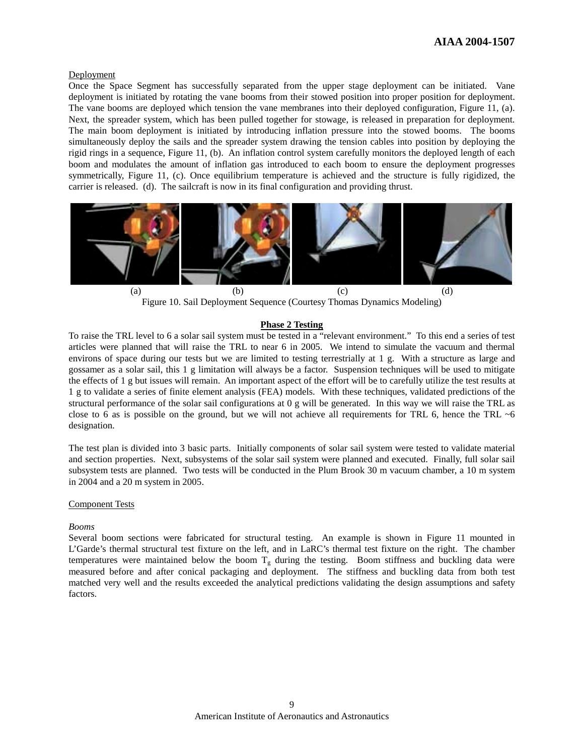Deployment

Once the Space Segment has successfully separated from the upper stage deployment can be initiated. Vane deployment is initiated by rotating the vane booms from their stowed position into proper position for deployment. The vane booms are deployed which tension the vane membranes into their deployed configuration, Figure 11, (a). Next, the spreader system, which has been pulled together for stowage, is released in preparation for deployment. The main boom deployment is initiated by introducing inflation pressure into the stowed booms. The booms simultaneously deploy the sails and the spreader system drawing the tension cables into position by deploying the rigid rings in a sequence, Figure 11, (b). An inflation control system carefully monitors the deployed length of each boom and modulates the amount of inflation gas introduced to each boom to ensure the deployment progresses symmetrically, Figure 11, (c). Once equilibrium temperature is achieved and the structure is fully rigidized, the carrier is released. (d). The sailcraft is now in its final configuration and providing thrust.

(a) (b) (c) (d)

Figure 10. Sail Deployment Sequence (Courtesy Thomas Dynamics Modeling)

## Phase 2 Testing

To raise the TRL level to 6 a solar sail system must be tested in a "relevant environment." To this end a series of test articles were planned that will raise the TRL to near 6 in 2005. We intend to simulate the vacuum and thermal environs of space during our tests but we are limited to testing terrestrially at 1 g. With a structure as large and gossamer as a solar sail, this 1 g limitation will always be a factor. Suspension techniques will be used to mitigate the effects of 1 g but issues will remain. An important aspect of the effort will be to carefully utilize the test results at 1 g to validate a series of finite element analysis (FEA) models. With these techniques, validated predictions of the structural performance of the solar sail configurations at 0 g will be generated. In this way we will raise the TRL as close to 6 as is possible on the ground, but we will not achieve all requirements for TRL 6, hence the TRL ~6 designation.

The test plan is divided into 3 basic parts. Initially components of solar sail system were tested to validate material and section properties. Next, subsystems of the solar sail system were planned and executed. Finally, full solar sail subsystem tests are planned. Two tests will be conducted in the Plum Brook 30 m vacuum chamber, a 10 m system in 2004 and a 20 m system in 2005.

Component Tests

*Booms*

Several boom sections were fabricated for structural testing. An example is shown in Figure 11 mounted in L'Garde's thermal structural test fixture on the left, and in LaRC's thermal test fixture on the right. The chamber temperatures were maintained below the boom $T_g$ during the testing. Boom stiffness and buckling data were measured before and after conical packaging and deployment. The stiffness and buckling data from both test matched very well and the results exceeded the analytical predictions validating the design assumptions and safety factors.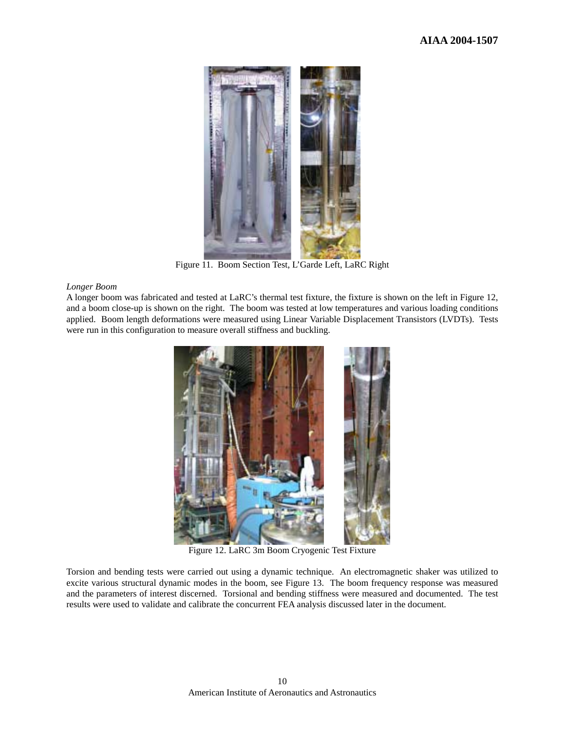Figure 11. Boom Section Test, L'Garde Left, LaRC Right

*Longer Boom*

A longer boom was fabricated and tested at LaRC's thermal test fixture, the fixture is shown on the left in Figure 12, and a boom close-up is shown on the right. The boom was tested at low temperatures and various loading conditions applied. Boom length deformations were measured using Linear Variable Displacement Transistors (LVDTs). Tests were run in this configuration to measure overall stiffness and buckling.

Figure 12. LaRC 3m Boom Cryogenic Test Fixture

Torsion and bending tests were carried out using a dynamic technique. An electromagnetic shaker was utilized to excite various structural dynamic modes in the boom, see Figure 13. The boom frequency response was measured and the parameters of interest discerned. Torsional and bending stiffness were measured and documented. The test results were used to validate and calibrate the concurrent FEA analysis discussed later in the document.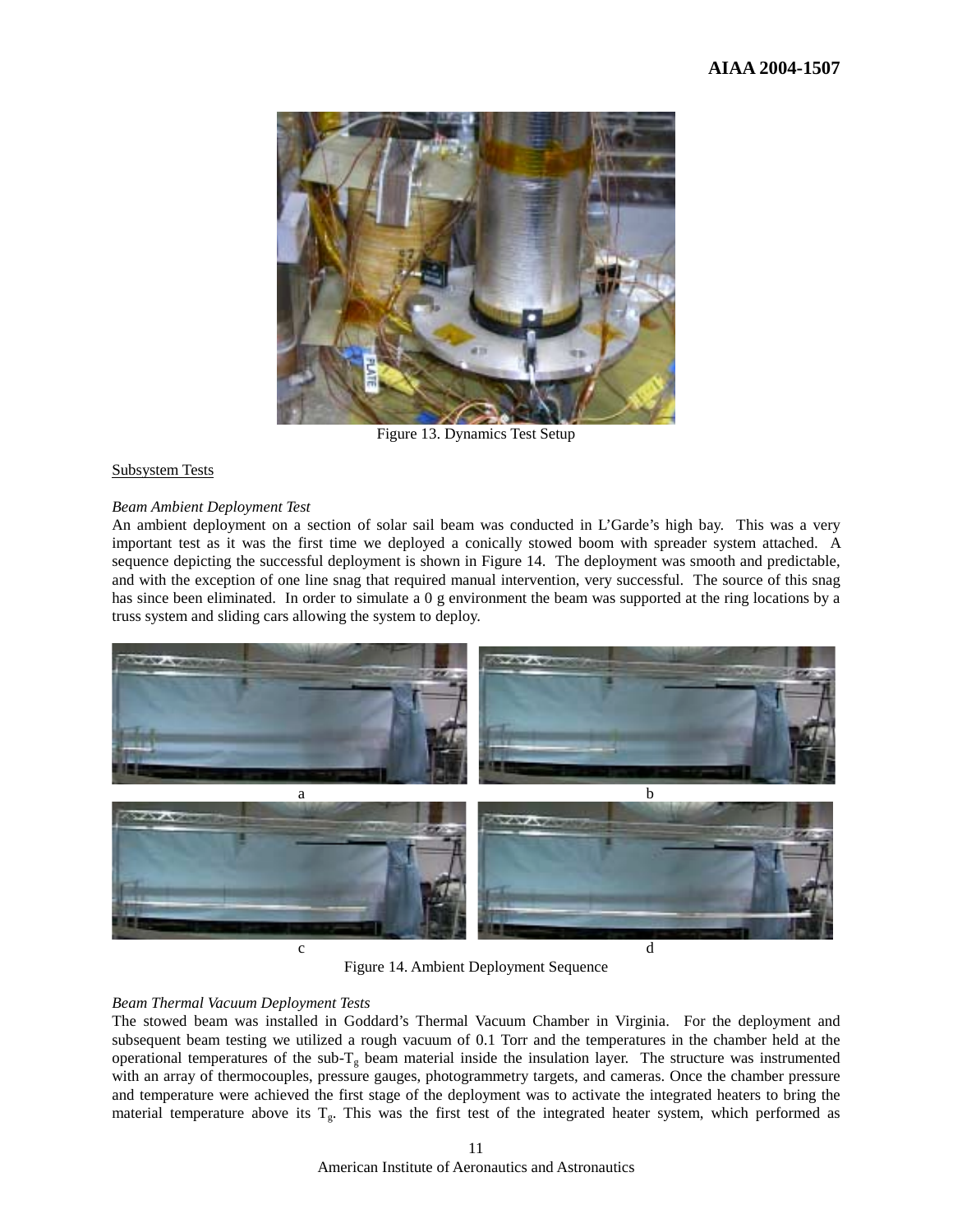Figure 13. Dynamics Test Setup

Subsystem Tests

*Beam Ambient Deployment Test*

An ambient deployment on a section of solar sail beam was conducted in L'Garde's high bay. This was a very important test as it was the first time we deployed a conically stowed boom with spreader system attached. A sequence depicting the successful deployment is shown in Figure 14. The deployment was smooth and predictable, and with the exception of one line snag that required manual intervention, very successful. The source of this snag has since been eliminated. In order to simulate a 0 g environment the beam was supported at the ring locations by a truss system and sliding cars allowing the system to deploy.

a b c d

Figure 14. Ambient Deployment Sequence

*Beam Thermal Vacuum Deployment Tests*

The stowed beam was installed in Goddard's Thermal Vacuum Chamber in Virginia. For the deployment and subsequent beam testing we utilized a rough vacuum of 0.1 Torr and the temperatures in the chamber held at the operational temperatures of the sub-$T_g$ beam material inside the insulation layer. The structure was instrumented with an array of thermocouples, pressure gauges, photogrammetry targets, and cameras. Once the chamber pressure and temperature were achieved the first stage of the deployment was to activate the integrated heaters to bring the material temperature above its $T_g$. This was the first test of the integrated heater system, which performed as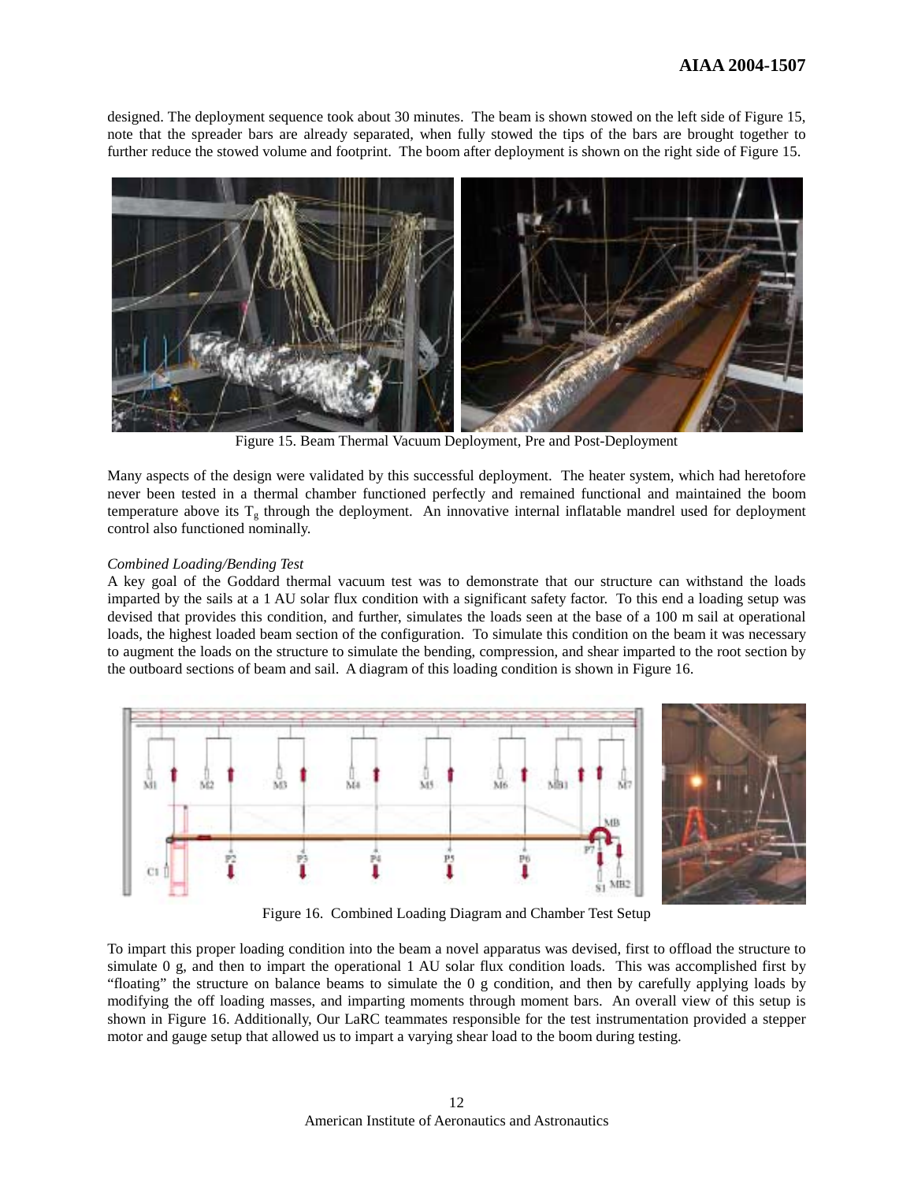designed. The deployment sequence took about 30 minutes. The beam is shown stowed on the left side of Figure 15, note that the spreader bars are already separated, when fully stowed the tips of the bars are brought together to further reduce the stowed volume and footprint. The boom after deployment is shown on the right side of Figure 15.

Figure 15. Beam Thermal Vacuum Deployment, Pre and Post-Deployment

Many aspects of the design were validated by this successful deployment. The heater system, which had heretofore never been tested in a thermal chamber functioned perfectly and remained functional and maintained the boom temperature above its $T_g$ through the deployment. An innovative internal inflatable mandrel used for deployment control also functioned nominally.

*Combined Loading/Bending Test*

A key goal of the Goddard thermal vacuum test was to demonstrate that our structure can withstand the loads imparted by the sails at a 1 AU solar flux condition with a significant safety factor. To this end a loading setup was devised that provides this condition, and further, simulates the loads seen at the base of a 100 m sail at operational loads, the highest loaded beam section of the configuration. To simulate this condition on the beam it was necessary to augment the loads on the structure to simulate the bending, compression, and shear imparted to the root section by the outboard sections of beam and sail. A diagram of this loading condition is shown in Figure 16.

Figure 16. Combined Loading Diagram and Chamber Test Setup

To impart this proper loading condition into the beam a novel apparatus was devised, first to offload the structure to simulate 0 g, and then to impart the operational 1 AU solar flux condition loads. This was accomplished first by "floating" the structure on balance beams to simulate the 0 g condition, and then by carefully applying loads by modifying the off loading masses, and imparting moments through moment bars. An overall view of this setup is shown in Figure 16. Additionally, Our LaRC teammates responsible for the test instrumentation provided a stepper motor and gauge setup that allowed us to impart a varying shear load to the boom during testing.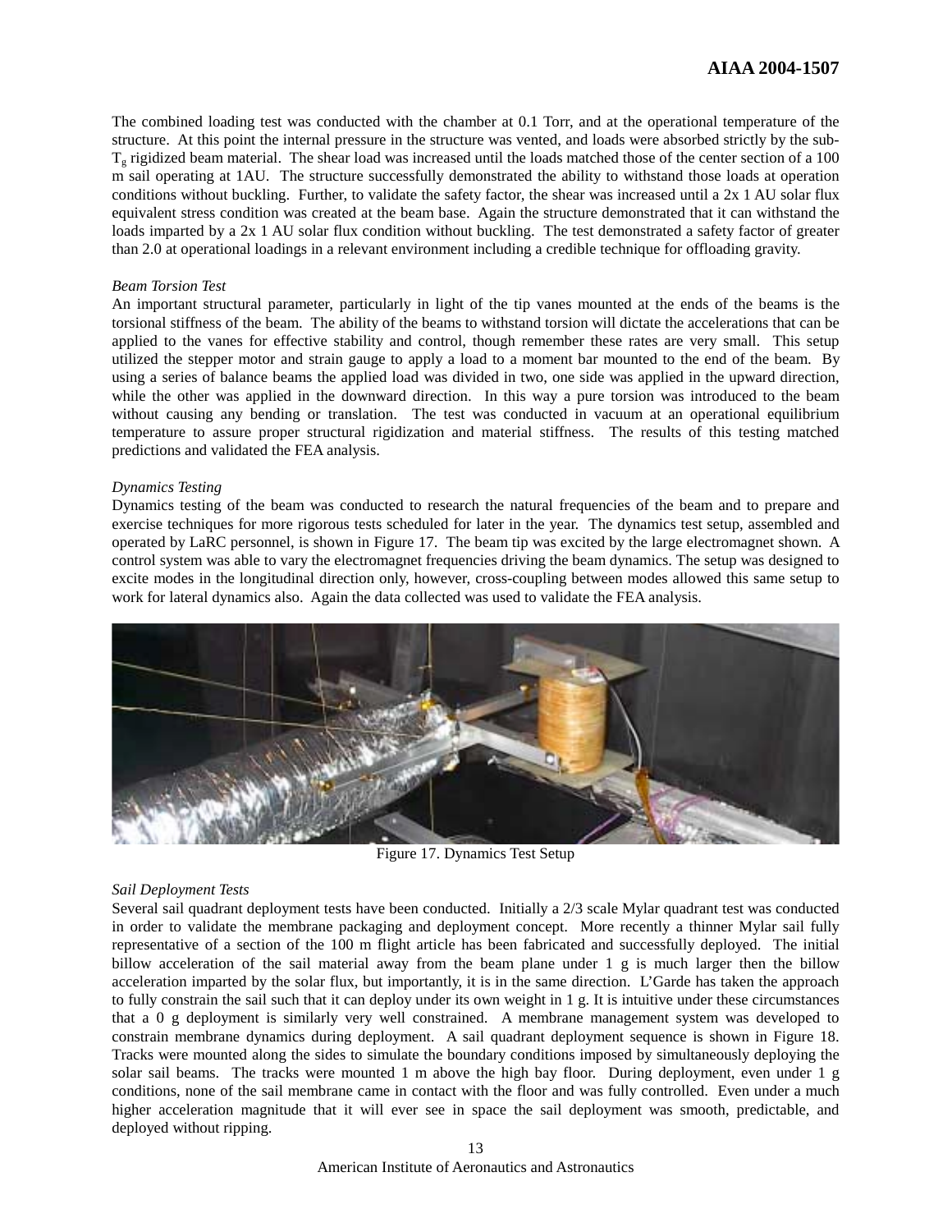The combined loading test was conducted with the chamber at 0.1 Torr, and at the operational temperature of the structure. At this point the internal pressure in the structure was vented, and loads were absorbed strictly by the sub-$T_g$ rigidized beam material. The shear load was increased until the loads matched those of the center section of a 100 m sail operating at 1AU. The structure successfully demonstrated the ability to withstand those loads at operation conditions without buckling. Further, to validate the safety factor, the shear was increased until a 2x 1 AU solar flux equivalent stress condition was created at the beam base. Again the structure demonstrated that it can withstand the loads imparted by a 2x 1 AU solar flux condition without buckling. The test demonstrated a safety factor of greater than 2.0 at operational loadings in a relevant environment including a credible technique for offloading gravity.

*Beam Torsion Test*

An important structural parameter, particularly in light of the tip vanes mounted at the ends of the beams is the torsional stiffness of the beam. The ability of the beams to withstand torsion will dictate the accelerations that can be applied to the vanes for effective stability and control, though remember these rates are very small. This setup utilized the stepper motor and strain gauge to apply a load to a moment bar mounted to the end of the beam. By using a series of balance beams the applied load was divided in two, one side was applied in the upward direction, while the other was applied in the downward direction. In this way a pure torsion was introduced to the beam without causing any bending or translation. The test was conducted in vacuum at an operational equilibrium temperature to assure proper structural rigidization and material stiffness. The results of this testing matched predictions and validated the FEA analysis.

*Dynamics Testing*

Dynamics testing of the beam was conducted to research the natural frequencies of the beam and to prepare and exercise techniques for more rigorous tests scheduled for later in the year. The dynamics test setup, assembled and operated by LaRC personnel, is shown in Figure 17. The beam tip was excited by the large electromagnet shown. A control system was able to vary the electromagnet frequencies driving the beam dynamics. The setup was designed to excite modes in the longitudinal direction only, however, cross-coupling between modes allowed this same setup to work for lateral dynamics also. Again the data collected was used to validate the FEA analysis.

Figure 17. Dynamics Test Setup

*Sail Deployment Tests*

Several sail quadrant deployment tests have been conducted. Initially a 2/3 scale Mylar quadrant test was conducted in order to validate the membrane packaging and deployment concept. More recently a thinner Mylar sail fully representative of a section of the 100 m flight article has been fabricated and successfully deployed. The initial billow acceleration of the sail material away from the beam plane under 1 g is much larger then the billow acceleration imparted by the solar flux, but importantly, it is in the same direction. L'Garde has taken the approach to fully constrain the sail such that it can deploy under its own weight in 1 g. It is intuitive under these circumstances that a 0 g deployment is similarly very well constrained. A membrane management system was developed to constrain membrane dynamics during deployment. A sail quadrant deployment sequence is shown in Figure 18. Tracks were mounted along the sides to simulate the boundary conditions imposed by simultaneously deploying the solar sail beams. The tracks were mounted 1 m above the high bay floor. During deployment, even under 1 g conditions, none of the sail membrane came in contact with the floor and was fully controlled. Even under a much higher acceleration magnitude that it will ever see in space the sail deployment was smooth, predictable, and deployed without ripping.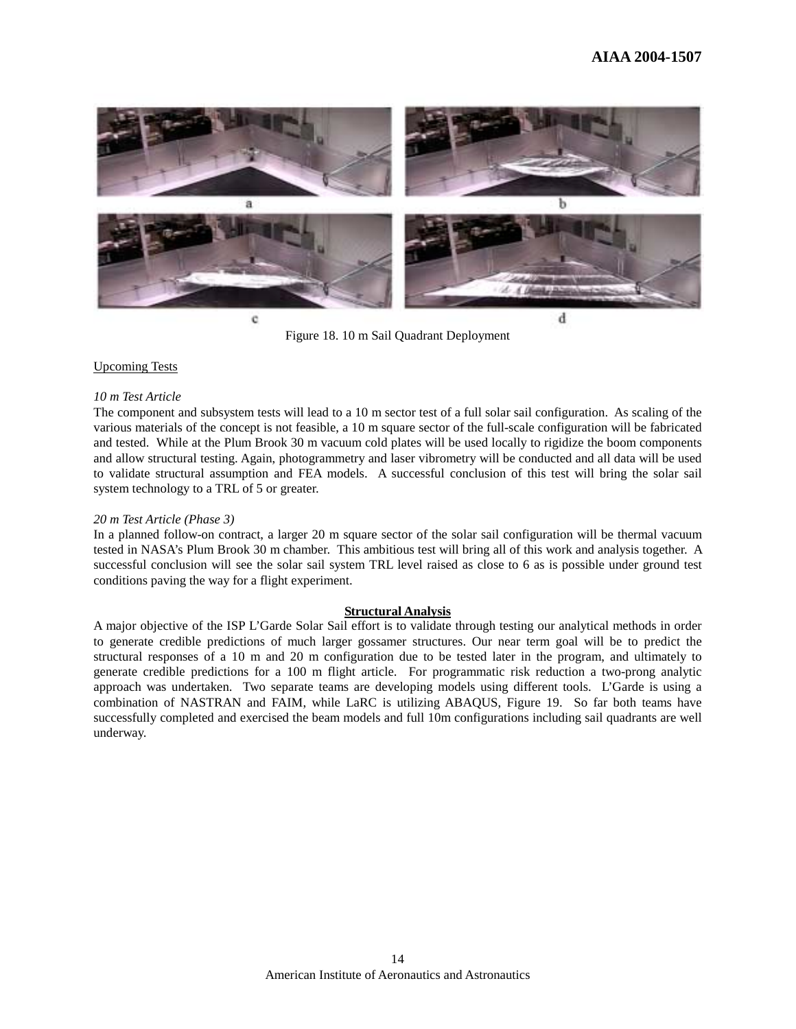Figure 18. 10 m Sail Quadrant Deployment

Upcoming Tests

*10 m Test Article*

The component and subsystem tests will lead to a 10 m sector test of a full solar sail configuration. As scaling of the various materials of the concept is not feasible, a 10 m square sector of the full-scale configuration will be fabricated and tested. While at the Plum Brook 30 m vacuum cold plates will be used locally to rigidize the boom components and allow structural testing. Again, photogrammetry and laser vibrometry will be conducted and all data will be used to validate structural assumption and FEA models. A successful conclusion of this test will bring the solar sail system technology to a TRL of 5 or greater.

*20 m Test Article (Phase 3)*

In a planned follow-on contract, a larger 20 m square sector of the solar sail configuration will be thermal vacuum tested in NASA's Plum Brook 30 m chamber. This ambitious test will bring all of this work and analysis together. A successful conclusion will see the solar sail system TRL level raised as close to 6 as is possible under ground test conditions paving the way for a flight experiment.

## Structural Analysis

A major objective of the ISP L'Garde Solar Sail effort is to validate through testing our analytical methods in order to generate credible predictions of much larger gossamer structures. Our near term goal will be to predict the structural responses of a 10 m and 20 m configuration due to be tested later in the program, and ultimately to generate credible predictions for a 100 m flight article. For programmatic risk reduction a two-prong analytic approach was undertaken. Two separate teams are developing models using different tools. L'Garde is using a combination of NASTRAN and FAIM, while LaRC is utilizing ABAQUS, Figure 19. So far both teams have successfully completed and exercised the beam models and full 10m configurations including sail quadrants are well underway.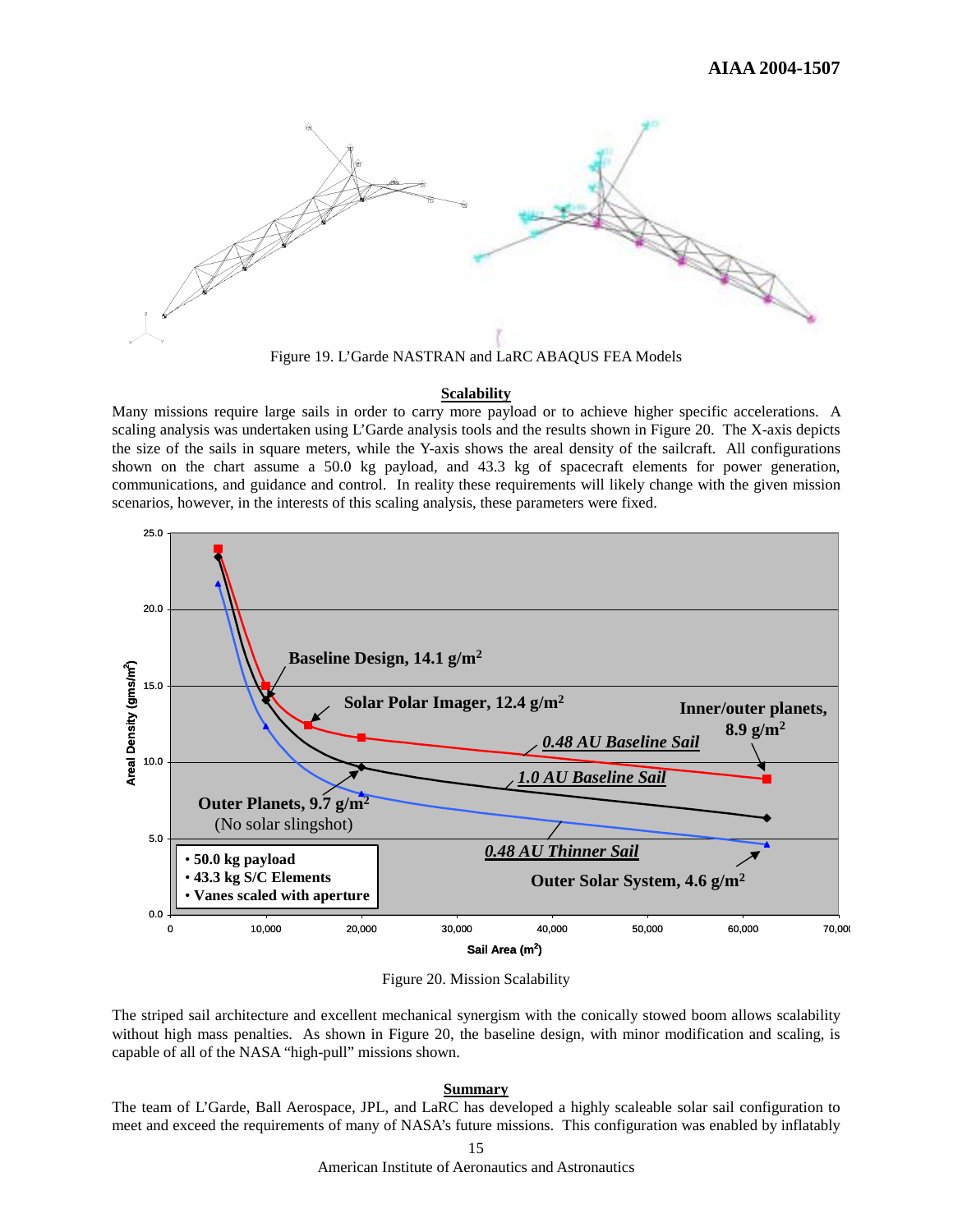Figure 19. L'Garde NASTRAN and LaRC ABAQUS FEA Models

## Scalability

Many missions require large sails in order to carry more payload or to achieve higher specific accelerations. A scaling analysis was undertaken using L'Garde analysis tools and the results shown in Figure 20. The X-axis depicts the size of the sails in square meters, while the Y-axis shows the areal density of the sailcraft. All configurations shown on the chart assume a 50.0 kg payload, and 43.3 kg of spacecraft elements for power generation, communications, and guidance and control. In reality these requirements will likely change with the given mission scenarios, however, in the interests of this scaling analysis, these parameters were fixed.

Figure 20. Mission Scalability

The striped sail architecture and excellent mechanical synergism with the conically stowed boom allows scalability without high mass penalties. As shown in Figure 20, the baseline design, with minor modification and scaling, is capable of all of the NASA "high-pull" missions shown.

## Summary

The team of L'Garde, Ball Aerospace, JPL, and LaRC has developed a highly scaleable solar sail configuration to meet and exceed the requirements of many of NASA's future missions. This configuration was enabled by inflatably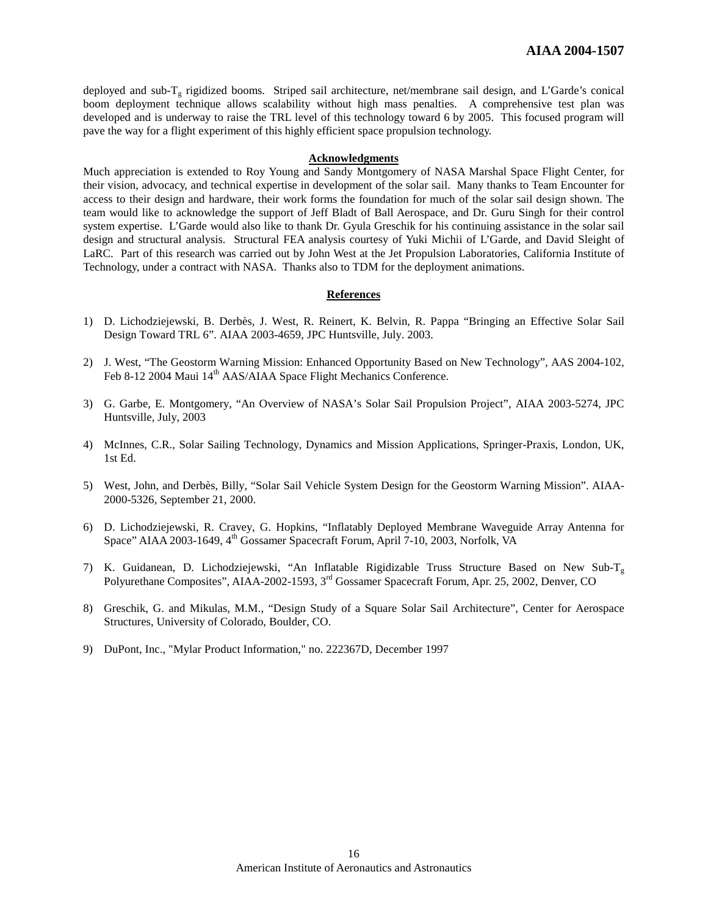deployed and sub-$T_g$ rigidized booms. Striped sail architecture, net/membrane sail design, and L'Garde's conical boom deployment technique allows scalability without high mass penalties. A comprehensive test plan was developed and is underway to raise the TRL level of this technology toward 6 by 2005. This focused program will pave the way for a flight experiment of this highly efficient space propulsion technology.

## Acknowledgments

Much appreciation is extended to Roy Young and Sandy Montgomery of NASA Marshal Space Flight Center, for their vision, advocacy, and technical expertise in development of the solar sail. Many thanks to Team Encounter for access to their design and hardware, their work forms the foundation for much of the solar sail design shown. The team would like to acknowledge the support of Jeff Bladt of Ball Aerospace, and Dr. Guru Singh for their control system expertise. L'Garde would also like to thank Dr. Gyula Greschik for his continuing assistance in the solar sail design and structural analysis. Structural FEA analysis courtesy of Yuki Michii of L'Garde, and David Sleight of LaRC. Part of this research was carried out by John West at the Jet Propulsion Laboratories, California Institute of Technology, under a contract with NASA. Thanks also to TDM for the deployment animations.

## References

1) D. Lichodziejewski, B. Derbès, J. West, R. Reinert, K. Belvin, R. Pappa "Bringing an Effective Solar Sail Design Toward TRL 6". AIAA 2003-4659, JPC Huntsville, July. 2003.

2) J. West, "The Geostorm Warning Mission: Enhanced Opportunity Based on New Technology", AAS 2004-102, Feb 8-12 2004 Maui 14th AAS/AIAA Space Flight Mechanics Conference.

3) G. Garbe, E. Montgomery, "An Overview of NASA's Solar Sail Propulsion Project", AIAA 2003-5274, JPC Huntsville, July, 2003

4) McInnes, C.R., Solar Sailing Technology, Dynamics and Mission Applications, Springer-Praxis, London, UK, 1st Ed.

5) West, John, and Derbès, Billy, "Solar Sail Vehicle System Design for the Geostorm Warning Mission". AIAA-2000-5326, September 21, 2000.

6) D. Lichodziejewski, R. Cravey, G. Hopkins, "Inflatably Deployed Membrane Waveguide Array Antenna for Space" AIAA 2003-1649, 4th Gossamer Spacecraft Forum, April 7-10, 2003, Norfolk, VA

7) K. Guidanean, D. Lichodziejewski, "An Inflatable Rigidizable Truss Structure Based on New Sub-$T_g$ Polyurethane Composites", AIAA-2002-1593, 3rd Gossamer Spacecraft Forum, Apr. 25, 2002, Denver, CO

8) Greschik, G. and Mikulas, M.M., "Design Study of a Square Solar Sail Architecture", Center for Aerospace Structures, University of Colorado, Boulder, CO.

9) DuPont, Inc., "Mylar Product Information," no. 222367D, December 1997